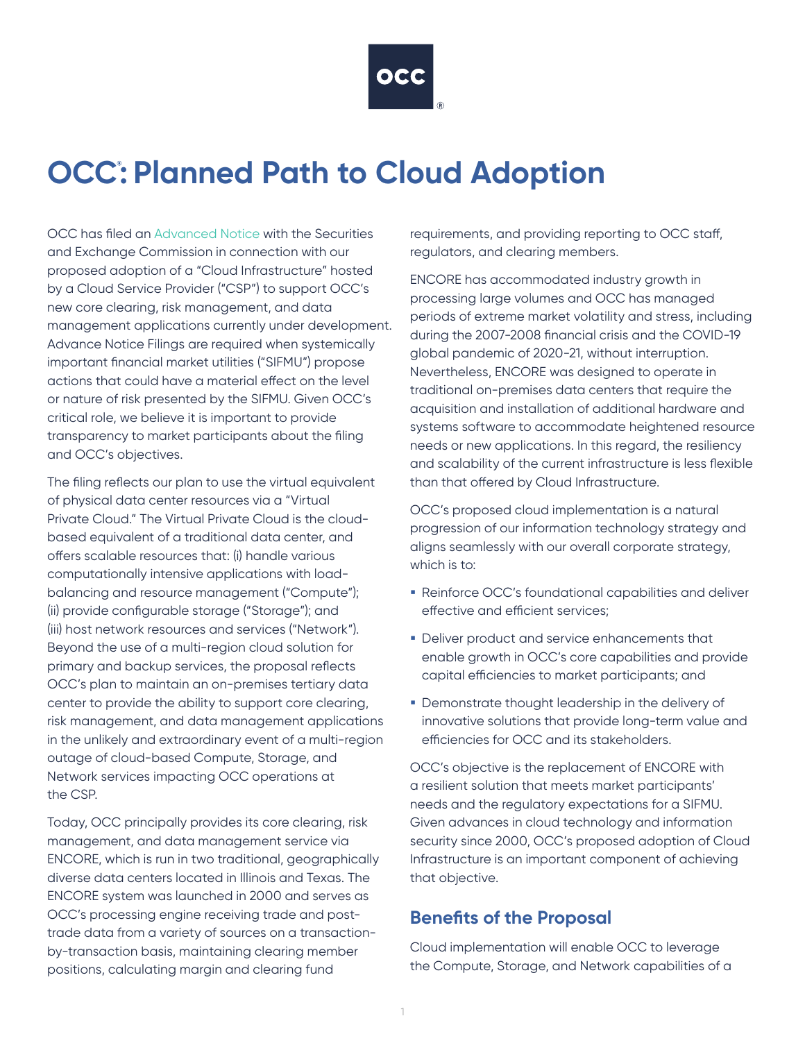# OCC®: Planned Path to Cloud Adoption

OCC has filed an Advanced Notice with the Securities and Exchange Commission in connection with our proposed adoption of a "Cloud Infrastructure" hosted by a Cloud Service Provider ("CSP") to support OCC's new core clearing, risk management, and data management applications currently under development. Advance Notice Filings are required when systemically important financial market utilities ("SIFMU") propose actions that could have a material effect on the level or nature of risk presented by the SIFMU. Given OCC's critical role, we believe it is important to provide transparency to market participants about the filing and OCC's objectives.

The filing reflects our plan to use the virtual equivalent of physical data center resources via a "Virtual Private Cloud." The Virtual Private Cloud is the cloud-based equivalent of a traditional data center, and offers scalable resources that: (i) handle various computationally intensive applications with load-balancing and resource management ("Compute"); (ii) provide configurable storage ("Storage"); and (iii) host network resources and services ("Network"). Beyond the use of a multi-region cloud solution for primary and backup services, the proposal reflects OCC's plan to maintain an on-premises tertiary data center to provide the ability to support core clearing, risk management, and data management applications in the unlikely and extraordinary event of a multi-region outage of cloud-based Compute, Storage, and Network services impacting OCC operations at the CSP.

Today, OCC principally provides its core clearing, risk management, and data management service via ENCORE, which is run in two traditional, geographically diverse data centers located in Illinois and Texas. The ENCORE system was launched in 2000 and serves as OCC's processing engine receiving trade and post-trade data from a variety of sources on a transaction-by-transaction basis, maintaining clearing member positions, calculating margin and clearing fund requirements, and providing reporting to OCC staff, regulators, and clearing members.

ENCORE has accommodated industry growth in processing large volumes and OCC has managed periods of extreme market volatility and stress, including during the 2007-2008 financial crisis and the COVID-19 global pandemic of 2020-21, without interruption. Nevertheless, ENCORE was designed to operate in traditional on-premises data centers that require the acquisition and installation of additional hardware and systems software to accommodate heightened resource needs or new applications. In this regard, the resiliency and scalability of the current infrastructure is less flexible than that offered by Cloud Infrastructure.

OCC's proposed cloud implementation is a natural progression of our information technology strategy and aligns seamlessly with our overall corporate strategy, which is to:

- Reinforce OCC's foundational capabilities and deliver effective and efficient services;
- Deliver product and service enhancements that enable growth in OCC's core capabilities and provide capital efficiencies to market participants; and
- Demonstrate thought leadership in the delivery of innovative solutions that provide long-term value and efficiencies for OCC and its stakeholders.

OCC's objective is the replacement of ENCORE with a resilient solution that meets market participants' needs and the regulatory expectations for a SIFMU. Given advances in cloud technology and information security since 2000, OCC's proposed adoption of Cloud Infrastructure is an important component of achieving that objective.

## Benefits of the Proposal

Cloud implementation will enable OCC to leverage the Compute, Storage, and Network capabilities of a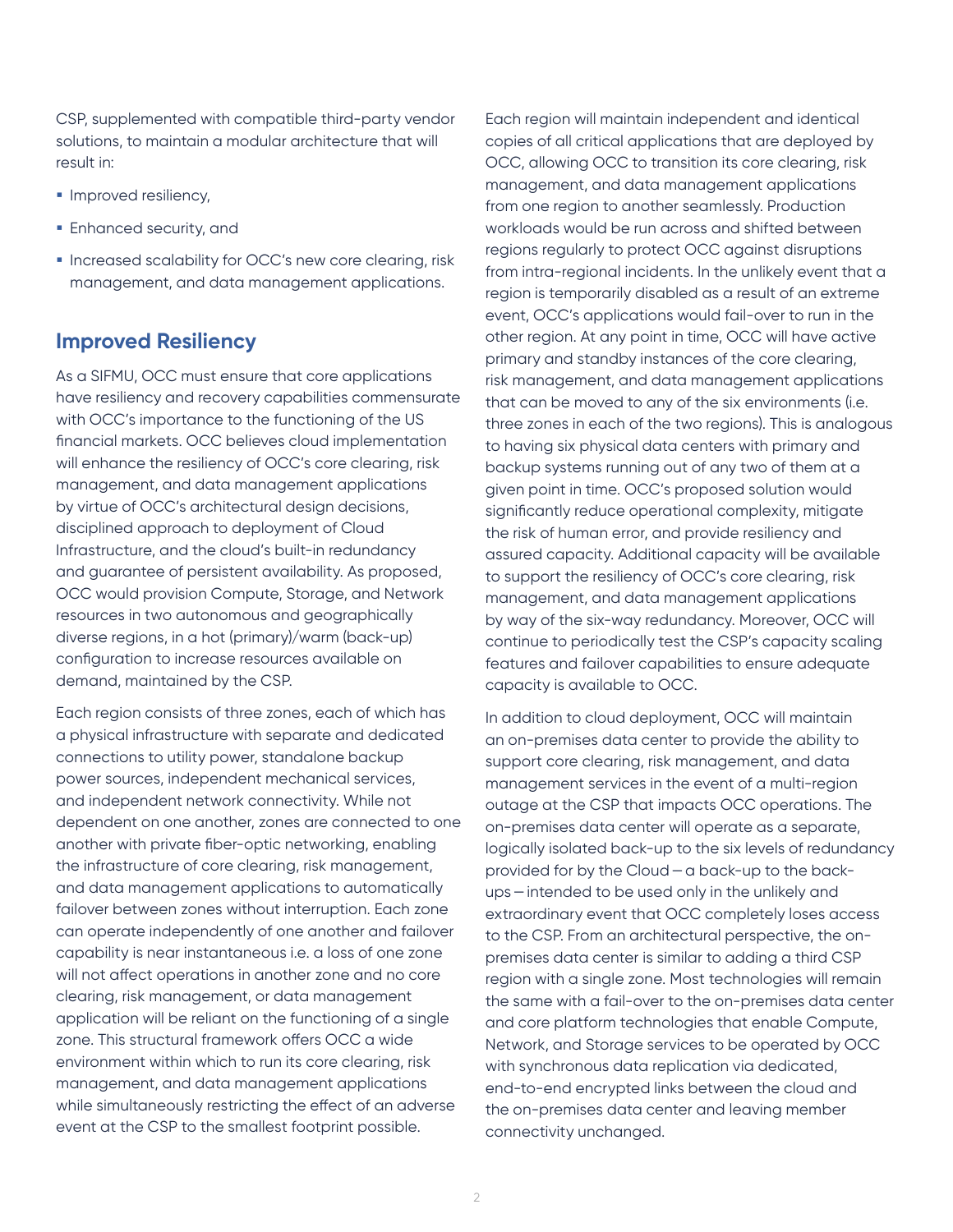CSP, supplemented with compatible third-party vendor solutions, to maintain a modular architecture that will result in:

- Improved resiliency,
- Enhanced security, and
- Increased scalability for OCC's new core clearing, risk management, and data management applications.

## Improved Resiliency

As a SIFMU, OCC must ensure that core applications have resiliency and recovery capabilities commensurate with OCC's importance to the functioning of the US financial markets. OCC believes cloud implementation will enhance the resiliency of OCC's core clearing, risk management, and data management applications by virtue of OCC's architectural design decisions, disciplined approach to deployment of Cloud Infrastructure, and the cloud's built-in redundancy and guarantee of persistent availability. As proposed, OCC would provision Compute, Storage, and Network resources in two autonomous and geographically diverse regions, in a hot (primary)/warm (back-up) configuration to increase resources available on demand, maintained by the CSP.

Each region consists of three zones, each of which has a physical infrastructure with separate and dedicated connections to utility power, standalone backup power sources, independent mechanical services, and independent network connectivity. While not dependent on one another, zones are connected to one another with private fiber-optic networking, enabling the infrastructure of core clearing, risk management, and data management applications to automatically failover between zones without interruption. Each zone can operate independently of one another and failover capability is near instantaneous i.e. a loss of one zone will not affect operations in another zone and no core clearing, risk management, or data management application will be reliant on the functioning of a single zone. This structural framework offers OCC a wide environment within which to run its core clearing, risk management, and data management applications while simultaneously restricting the effect of an adverse event at the CSP to the smallest footprint possible.

Each region will maintain independent and identical copies of all critical applications that are deployed by OCC, allowing OCC to transition its core clearing, risk management, and data management applications from one region to another seamlessly. Production workloads would be run across and shifted between regions regularly to protect OCC against disruptions from intra-regional incidents. In the unlikely event that a region is temporarily disabled as a result of an extreme event, OCC's applications would fail-over to run in the other region. At any point in time, OCC will have active primary and standby instances of the core clearing, risk management, and data management applications that can be moved to any of the six environments (i.e. three zones in each of the two regions). This is analogous to having six physical data centers with primary and backup systems running out of any two of them at a given point in time. OCC's proposed solution would significantly reduce operational complexity, mitigate the risk of human error, and provide resiliency and assured capacity. Additional capacity will be available to support the resiliency of OCC's core clearing, risk management, and data management applications by way of the six-way redundancy. Moreover, OCC will continue to periodically test the CSP's capacity scaling features and failover capabilities to ensure adequate capacity is available to OCC.

In addition to cloud deployment, OCC will maintain an on-premises data center to provide the ability to support core clearing, risk management, and data management services in the event of a multi-region outage at the CSP that impacts OCC operations. The on-premises data center will operate as a separate, logically isolated back-up to the six levels of redundancy provided for by the Cloud – a back-up to the back-ups – intended to be used only in the unlikely and extraordinary event that OCC completely loses access to the CSP. From an architectural perspective, the on-premises data center is similar to adding a third CSP region with a single zone. Most technologies will remain the same with a fail-over to the on-premises data center and core platform technologies that enable Compute, Network, and Storage services to be operated by OCC with synchronous data replication via dedicated, end-to-end encrypted links between the cloud and the on-premises data center and leaving member connectivity unchanged.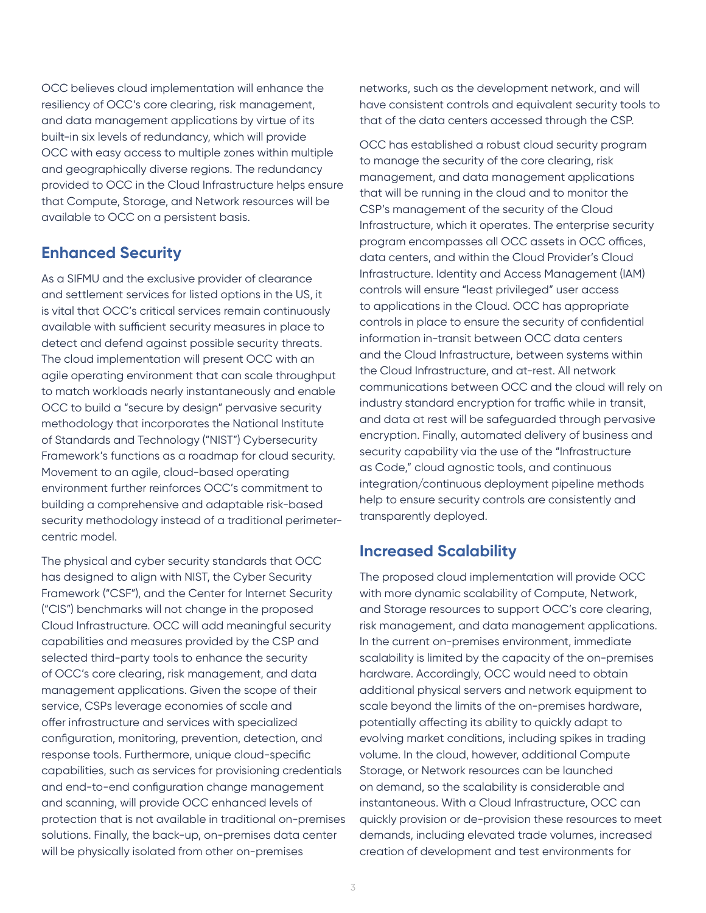OCC believes cloud implementation will enhance the resiliency of OCC's core clearing, risk management, and data management applications by virtue of its built-in six levels of redundancy, which will provide OCC with easy access to multiple zones within multiple and geographically diverse regions. The redundancy provided to OCC in the Cloud Infrastructure helps ensure that Compute, Storage, and Network resources will be available to OCC on a persistent basis.

## Enhanced Security

As a SIFMU and the exclusive provider of clearance and settlement services for listed options in the US, it is vital that OCC's critical services remain continuously available with sufficient security measures in place to detect and defend against possible security threats. The cloud implementation will present OCC with an agile operating environment that can scale throughput to match workloads nearly instantaneously and enable OCC to build a "secure by design" pervasive security methodology that incorporates the National Institute of Standards and Technology ("NIST") Cybersecurity Framework's functions as a roadmap for cloud security. Movement to an agile, cloud-based operating environment further reinforces OCC's commitment to building a comprehensive and adaptable risk-based security methodology instead of a traditional perimeter-centric model.

The physical and cyber security standards that OCC has designed to align with NIST, the Cyber Security Framework ("CSF"), and the Center for Internet Security ("CIS") benchmarks will not change in the proposed Cloud Infrastructure. OCC will add meaningful security capabilities and measures provided by the CSP and selected third-party tools to enhance the security of OCC's core clearing, risk management, and data management applications. Given the scope of their service, CSPs leverage economies of scale and offer infrastructure and services with specialized configuration, monitoring, prevention, detection, and response tools. Furthermore, unique cloud-specific capabilities, such as services for provisioning credentials and end-to-end configuration change management and scanning, will provide OCC enhanced levels of protection that is not available in traditional on-premises solutions. Finally, the back-up, on-premises data center will be physically isolated from other on-premises networks, such as the development network, and will have consistent controls and equivalent security tools to that of the data centers accessed through the CSP.

OCC has established a robust cloud security program to manage the security of the core clearing, risk management, and data management applications that will be running in the cloud and to monitor the CSP's management of the security of the Cloud Infrastructure, which it operates. The enterprise security program encompasses all OCC assets in OCC offices, data centers, and within the Cloud Provider's Cloud Infrastructure. Identity and Access Management (IAM) controls will ensure "least privileged" user access to applications in the Cloud. OCC has appropriate controls in place to ensure the security of confidential information in-transit between OCC data centers and the Cloud Infrastructure, between systems within the Cloud Infrastructure, and at-rest. All network communications between OCC and the cloud will rely on industry standard encryption for traffic while in transit, and data at rest will be safeguarded through pervasive encryption. Finally, automated delivery of business and security capability via the use of the "Infrastructure as Code," cloud agnostic tools, and continuous integration/continuous deployment pipeline methods help to ensure security controls are consistently and transparently deployed.

## Increased Scalability

The proposed cloud implementation will provide OCC with more dynamic scalability of Compute, Network, and Storage resources to support OCC's core clearing, risk management, and data management applications. In the current on-premises environment, immediate scalability is limited by the capacity of the on-premises hardware. Accordingly, OCC would need to obtain additional physical servers and network equipment to scale beyond the limits of the on-premises hardware, potentially affecting its ability to quickly adapt to evolving market conditions, including spikes in trading volume. In the cloud, however, additional Compute Storage, or Network resources can be launched on demand, so the scalability is considerable and instantaneous. With a Cloud Infrastructure, OCC can quickly provision or de-provision these resources to meet demands, including elevated trade volumes, increased creation of development and test environments for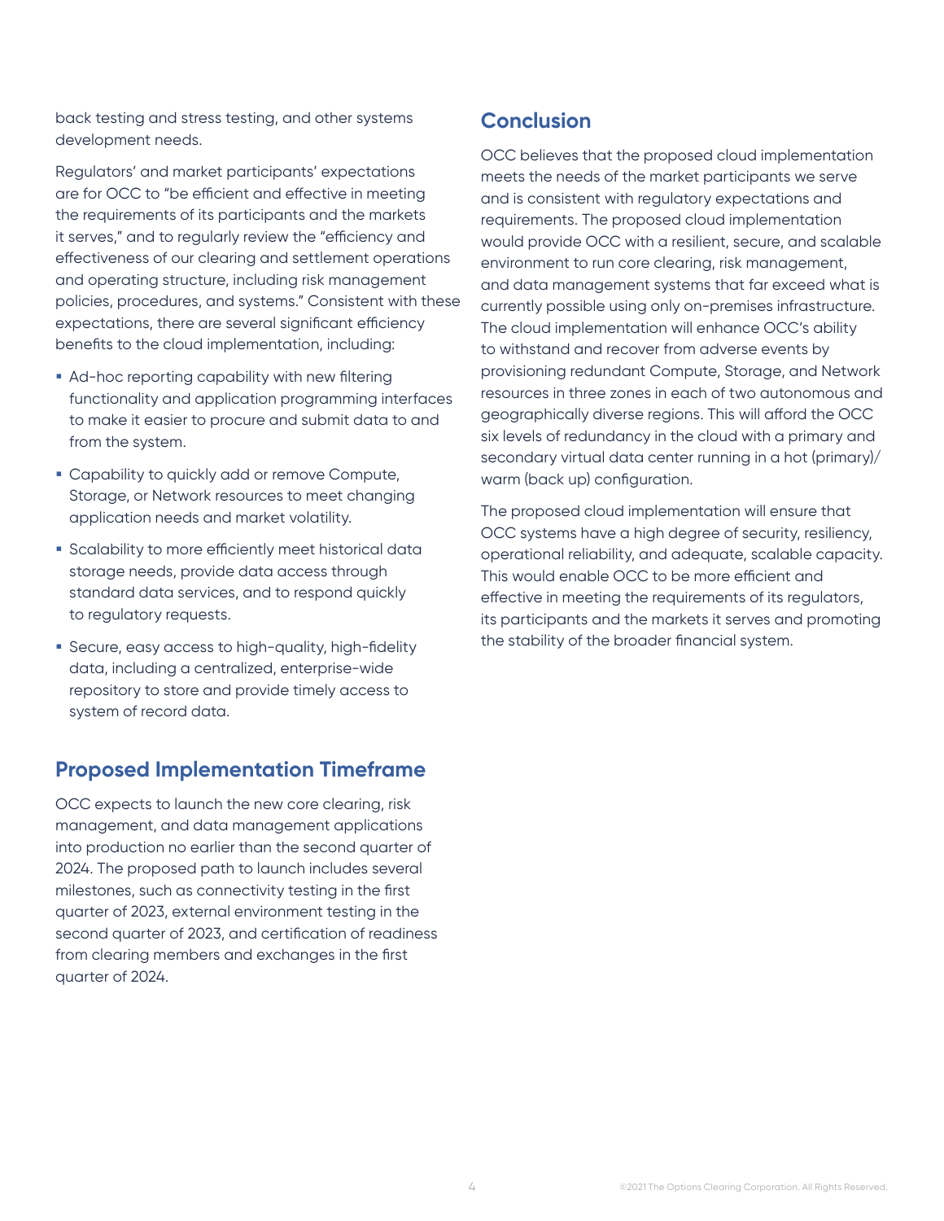back testing and stress testing, and other systems development needs.

Regulators' and market participants' expectations are for OCC to "be efficient and effective in meeting the requirements of its participants and the markets it serves," and to regularly review the "efficiency and effectiveness of our clearing and settlement operations and operating structure, including risk management policies, procedures, and systems." Consistent with these expectations, there are several significant efficiency benefits to the cloud implementation, including:

- Ad-hoc reporting capability with new filtering functionality and application programming interfaces to make it easier to procure and submit data to and from the system.
- Capability to quickly add or remove Compute, Storage, or Network resources to meet changing application needs and market volatility.
- Scalability to more efficiently meet historical data storage needs, provide data access through standard data services, and to respond quickly to regulatory requests.
- Secure, easy access to high-quality, high-fidelity data, including a centralized, enterprise-wide repository to store and provide timely access to system of record data.

## Proposed Implementation Timeframe

OCC expects to launch the new core clearing, risk management, and data management applications into production no earlier than the second quarter of 2024. The proposed path to launch includes several milestones, such as connectivity testing in the first quarter of 2023, external environment testing in the second quarter of 2023, and certification of readiness from clearing members and exchanges in the first quarter of 2024.

## Conclusion

OCC believes that the proposed cloud implementation meets the needs of the market participants we serve and is consistent with regulatory expectations and requirements. The proposed cloud implementation would provide OCC with a resilient, secure, and scalable environment to run core clearing, risk management, and data management systems that far exceed what is currently possible using only on-premises infrastructure. The cloud implementation will enhance OCC's ability to withstand and recover from adverse events by provisioning redundant Compute, Storage, and Network resources in three zones in each of two autonomous and geographically diverse regions. This will afford the OCC six levels of redundancy in the cloud with a primary and secondary virtual data center running in a hot (primary)/warm (back up) configuration.

The proposed cloud implementation will ensure that OCC systems have a high degree of security, resiliency, operational reliability, and adequate, scalable capacity. This would enable OCC to be more efficient and effective in meeting the requirements of its regulators, its participants and the markets it serves and promoting the stability of the broader financial system.